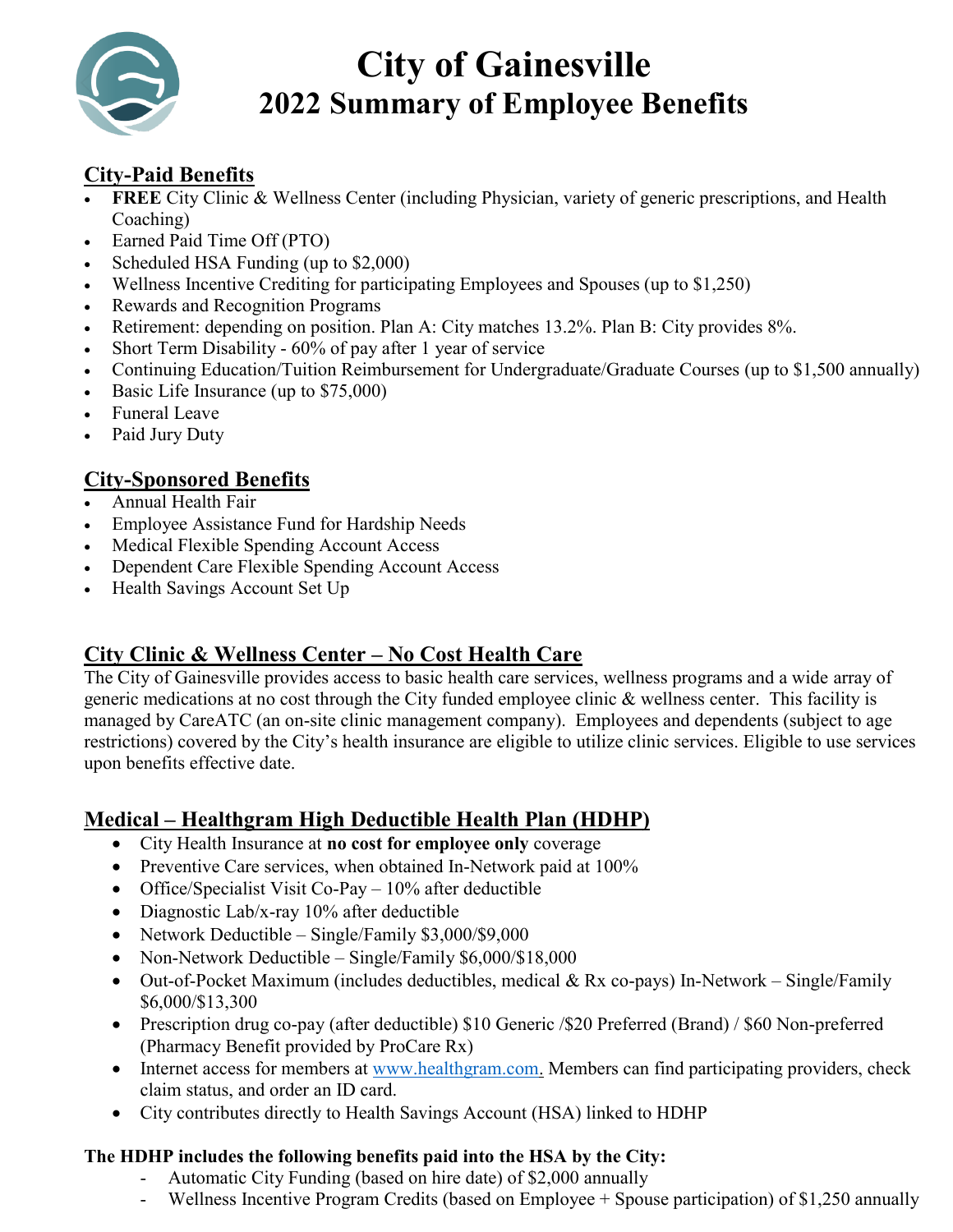# City of Gainesville
## 2022 Summary of Employee Benefits

### City-Paid Benefits

- **FREE** City Clinic & Wellness Center (including Physician, variety of generic prescriptions, and Health Coaching)
- Earned Paid Time Off (PTO)
- Scheduled HSA Funding (up to $2,000)
- Wellness Incentive Crediting for participating Employees and Spouses (up to $1,250)
- Rewards and Recognition Programs
- Retirement: depending on position. Plan A: City matches 13.2%. Plan B: City provides 8%.
- Short Term Disability - 60% of pay after 1 year of service
- Continuing Education/Tuition Reimbursement for Undergraduate/Graduate Courses (up to $1,500 annually)
- Basic Life Insurance (up to $75,000)
- Funeral Leave
- Paid Jury Duty

### City-Sponsored Benefits

- Annual Health Fair
- Employee Assistance Fund for Hardship Needs
- Medical Flexible Spending Account Access
- Dependent Care Flexible Spending Account Access
- Health Savings Account Set Up

### City Clinic & Wellness Center – No Cost Health Care

The City of Gainesville provides access to basic health care services, wellness programs and a wide array of generic medications at no cost through the City funded employee clinic & wellness center. This facility is managed by CareATC (an on-site clinic management company). Employees and dependents (subject to age restrictions) covered by the City's health insurance are eligible to utilize clinic services. Eligible to use services upon benefits effective date.

### Medical – Healthgram High Deductible Health Plan (HDHP)

- City Health Insurance at **no cost for employee only** coverage
- Preventive Care services, when obtained In-Network paid at 100%
- Office/Specialist Visit Co-Pay – 10% after deductible
- Diagnostic Lab/x-ray 10% after deductible
- Network Deductible – Single/Family $3,000/$9,000
- Non-Network Deductible – Single/Family $6,000/$18,000
- Out-of-Pocket Maximum (includes deductibles, medical & Rx co-pays) In-Network – Single/Family $6,000/$13,300
- Prescription drug co-pay (after deductible) $10 Generic /$20 Preferred (Brand) / $60 Non-preferred (Pharmacy Benefit provided by ProCare Rx)
- Internet access for members at www.healthgram.com. Members can find participating providers, check claim status, and order an ID card.
- City contributes directly to Health Savings Account (HSA) linked to HDHP

**The HDHP includes the following benefits paid into the HSA by the City:**

- Automatic City Funding (based on hire date) of $2,000 annually
- Wellness Incentive Program Credits (based on Employee + Spouse participation) of $1,250 annually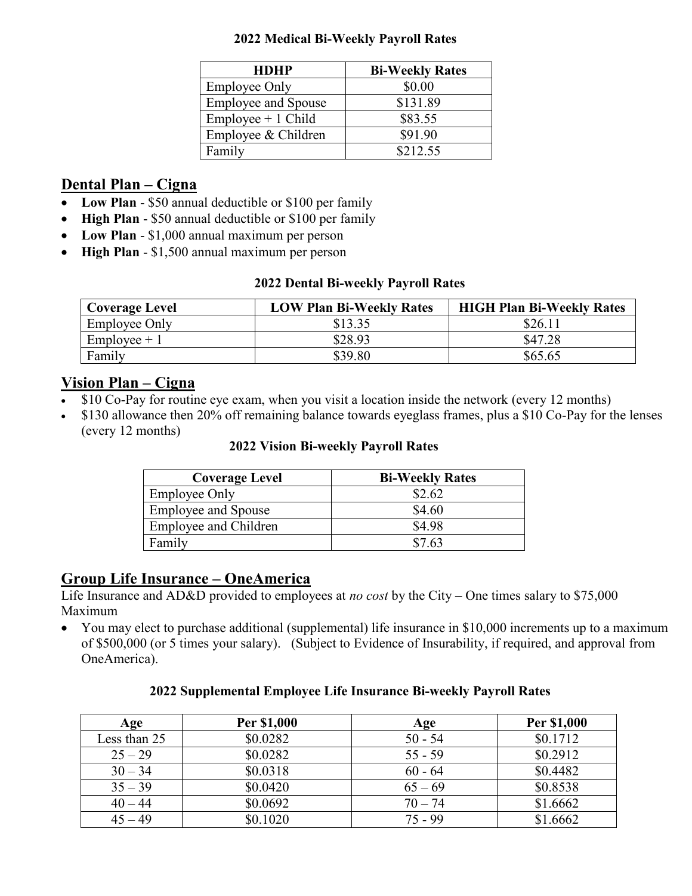**2022 Medical Bi-Weekly Payroll Rates**

| HDHP | Bi-Weekly Rates |
|---|---|
| Employee Only | $0.00 |
| Employee and Spouse | $131.89 |
| Employee + 1 Child | $83.55 |
| Employee & Children | $91.90 |
| Family | $212.55 |

## Dental Plan – Cigna

- **Low Plan** - $50 annual deductible or $100 per family
- **High Plan** - $50 annual deductible or $100 per family
- **Low Plan** - $1,000 annual maximum per person
- **High Plan** - $1,500 annual maximum per person

**2022 Dental Bi-weekly Payroll Rates**

| Coverage Level | LOW Plan Bi-Weekly Rates | HIGH Plan Bi-Weekly Rates |
|---|---|---|
| Employee Only | $13.35 | $26.11 |
| Employee + 1 | $28.93 | $47.28 |
| Family | $39.80 | $65.65 |

## Vision Plan – Cigna

- $10 Co-Pay for routine eye exam, when you visit a location inside the network (every 12 months)
- $130 allowance then 20% off remaining balance towards eyeglass frames, plus a $10 Co-Pay for the lenses (every 12 months)

**2022 Vision Bi-weekly Payroll Rates**

| Coverage Level | Bi-Weekly Rates |
|---|---|
| Employee Only | $2.62 |
| Employee and Spouse | $4.60 |
| Employee and Children | $4.98 |
| Family | $7.63 |

## Group Life Insurance – OneAmerica

Life Insurance and AD&D provided to employees at *no cost* by the City – One times salary to $75,000 Maximum

- You may elect to purchase additional (supplemental) life insurance in $10,000 increments up to a maximum of $500,000 (or 5 times your salary). (Subject to Evidence of Insurability, if required, and approval from OneAmerica).

**2022 Supplemental Employee Life Insurance Bi-weekly Payroll Rates**

| Age | Per $1,000 | Age | Per $1,000 |
|---|---|---|---|
| Less than 25 | $0.0282 | 50 - 54 | $0.1712 |
| 25 – 29 | $0.0282 | 55 - 59 | $0.2912 |
| 30 – 34 | $0.0318 | 60 - 64 | $0.4482 |
| 35 – 39 | $0.0420 | 65 – 69 | $0.8538 |
| 40 – 44 | $0.0692 | 70 – 74 | $1.6662 |
| 45 – 49 | $0.1020 | 75 - 99 | $1.6662 |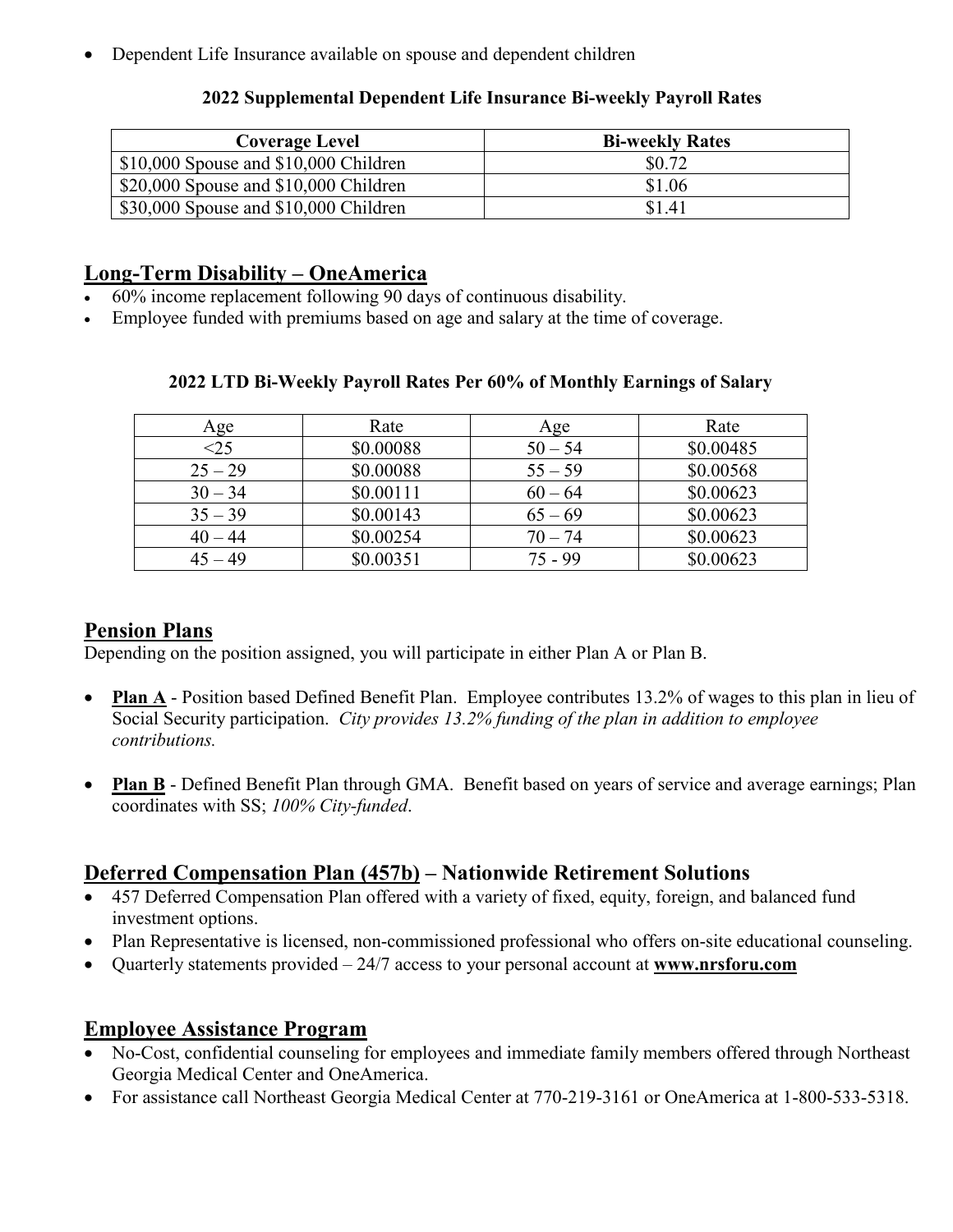- Dependent Life Insurance available on spouse and dependent children

**2022 Supplemental Dependent Life Insurance Bi-weekly Payroll Rates**

| Coverage Level | Bi-weekly Rates |
|---|---|
| $10,000 Spouse and $10,000 Children | $0.72 |
| $20,000 Spouse and $10,000 Children | $1.06 |
| $30,000 Spouse and $10,000 Children | $1.41 |

## Long-Term Disability – OneAmerica

- 60% income replacement following 90 days of continuous disability.
- Employee funded with premiums based on age and salary at the time of coverage.

**2022 LTD Bi-Weekly Payroll Rates Per 60% of Monthly Earnings of Salary**

| Age | Rate | Age | Rate |
|---|---|---|---|
| <25 | $0.00088 | 50 – 54 | $0.00485 |
| 25 – 29 | $0.00088 | 55 – 59 | $0.00568 |
| 30 – 34 | $0.00111 | 60 – 64 | $0.00623 |
| 35 – 39 | $0.00143 | 65 – 69 | $0.00623 |
| 40 – 44 | $0.00254 | 70 – 74 | $0.00623 |
| 45 – 49 | $0.00351 | 75 - 99 | $0.00623 |

## Pension Plans

Depending on the position assigned, you will participate in either Plan A or Plan B.

- **Plan A** - Position based Defined Benefit Plan. Employee contributes 13.2% of wages to this plan in lieu of Social Security participation. *City provides 13.2% funding of the plan in addition to employee contributions.*

- **Plan B** - Defined Benefit Plan through GMA. Benefit based on years of service and average earnings; Plan coordinates with SS; *100% City-funded*.

## Deferred Compensation Plan (457b) – Nationwide Retirement Solutions

- 457 Deferred Compensation Plan offered with a variety of fixed, equity, foreign, and balanced fund investment options.
- Plan Representative is licensed, non-commissioned professional who offers on-site educational counseling.
- Quarterly statements provided – 24/7 access to your personal account at **www.nrsforu.com**

## Employee Assistance Program

- No-Cost, confidential counseling for employees and immediate family members offered through Northeast Georgia Medical Center and OneAmerica.
- For assistance call Northeast Georgia Medical Center at 770-219-3161 or OneAmerica at 1-800-533-5318.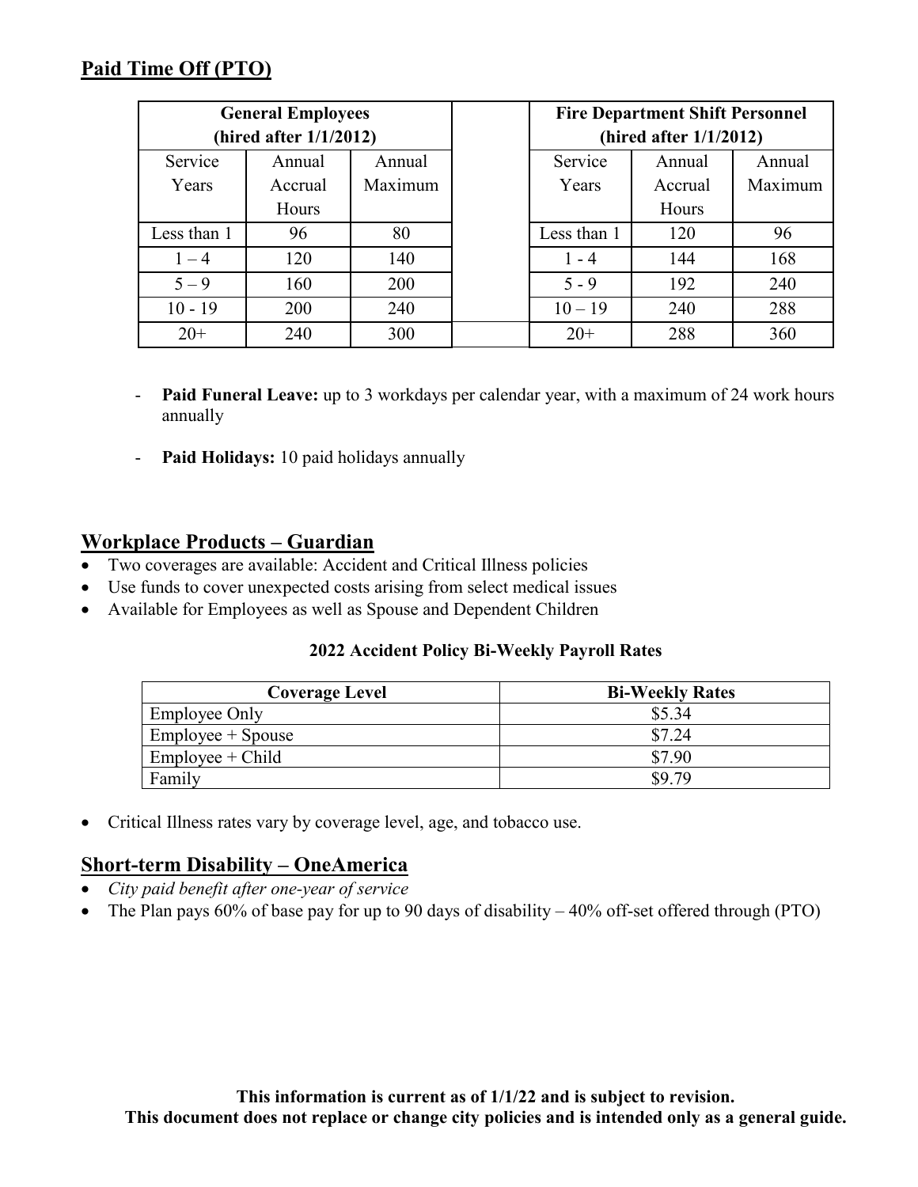## Paid Time Off (PTO)

| General Employees (hired after 1/1/2012) | | | | Fire Department Shift Personnel (hired after 1/1/2012) | | |
|---|---|---|---|---|---|---|
| Service Years | Annual Accrual Hours | Annual Maximum | | Service Years | Annual Accrual Hours | Annual Maximum |
| Less than 1 | 96 | 80 | | Less than 1 | 120 | 96 |
| 1 – 4 | 120 | 140 | | 1 - 4 | 144 | 168 |
| 5 – 9 | 160 | 200 | | 5 - 9 | 192 | 240 |
| 10 - 19 | 200 | 240 | | 10 – 19 | 240 | 288 |
| 20+ | 240 | 300 | | 20+ | 288 | 360 |

- **Paid Funeral Leave:** up to 3 workdays per calendar year, with a maximum of 24 work hours annually
- **Paid Holidays:** 10 paid holidays annually

## Workplace Products – Guardian

- Two coverages are available: Accident and Critical Illness policies
- Use funds to cover unexpected costs arising from select medical issues
- Available for Employees as well as Spouse and Dependent Children

**2022 Accident Policy Bi-Weekly Payroll Rates**

| Coverage Level | Bi-Weekly Rates |
|---|---|
| Employee Only | $5.34 |
| Employee + Spouse | $7.24 |
| Employee + Child | $7.90 |
| Family | $9.79 |

- Critical Illness rates vary by coverage level, age, and tobacco use.

## Short-term Disability – OneAmerica

- *City paid benefit after one-year of service*
- The Plan pays 60% of base pay for up to 90 days of disability – 40% off-set offered through (PTO)

**This information is current as of 1/1/22 and is subject to revision.**
**This document does not replace or change city policies and is intended only as a general guide.**